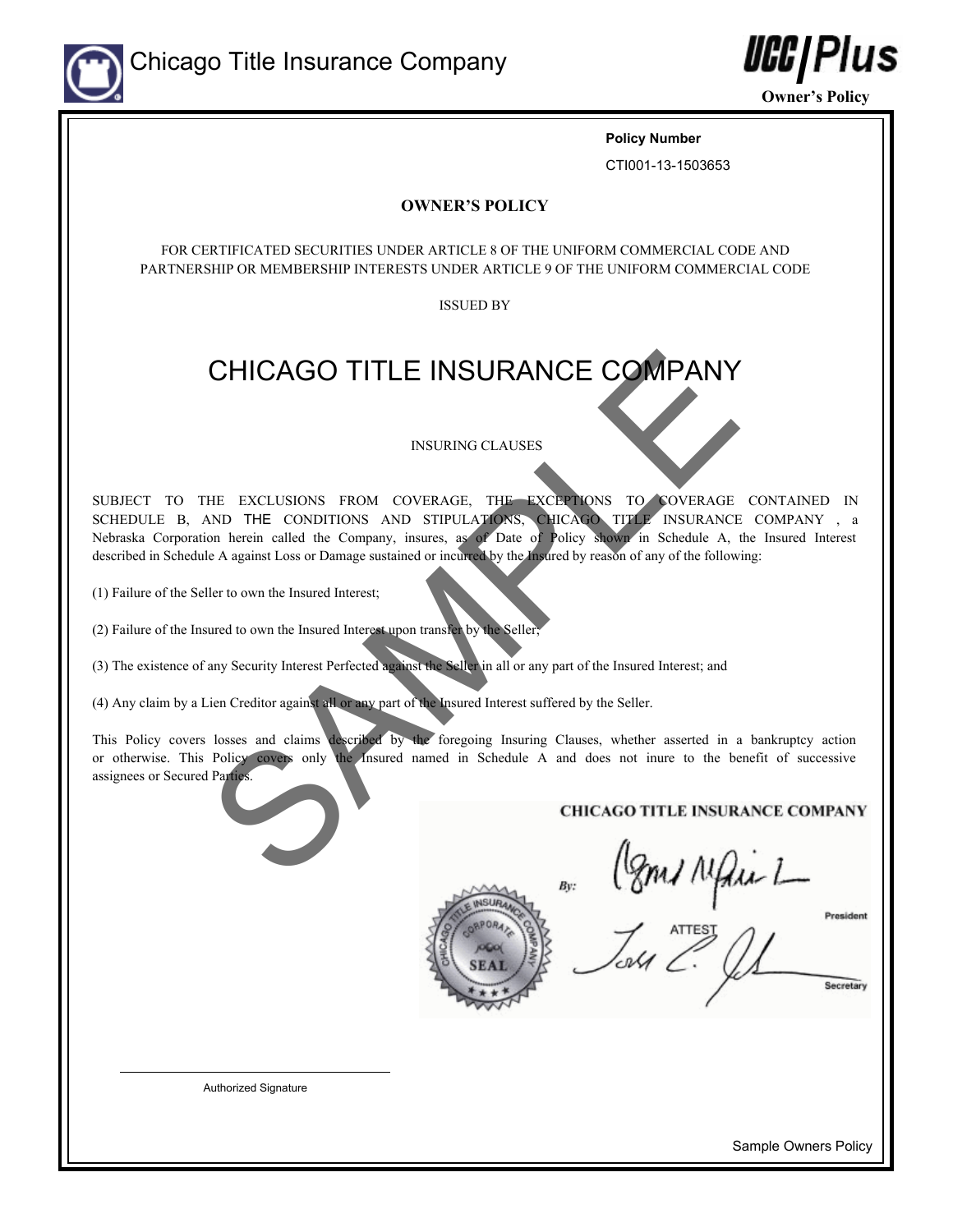Chicago Title Insurance Company

**UCC|Plus**

**Owner's Policy**

**Policy Number**

CTI001-13-1503653

# OWNER'S POLICY

FOR CERTIFICATED SECURITIES UNDER ARTICLE 8 OF THE UNIFORM COMMERCIAL CODE AND PARTNERSHIP OR MEMBERSHIP INTERESTS UNDER ARTICLE 9 OF THE UNIFORM COMMERCIAL CODE

ISSUED BY

# CHICAGO TITLE INSURANCE COMPANY

INSURING CLAUSES

SUBJECT TO THE EXCLUSIONS FROM COVERAGE, THE EXCEPTIONS TO COVERAGE CONTAINED IN SCHEDULE B, AND THE CONDITIONS AND STIPULATIONS, CHICAGO TITLE INSURANCE COMPANY , a Nebraska Corporation herein called the Company, insures, as of Date of Policy shown in Schedule A, the Insured Interest described in Schedule A against Loss or Damage sustained or incurred by the Insured by reason of any of the following:

(1) Failure of the Seller to own the Insured Interest;

(2) Failure of the Insured to own the Insured Interest upon transfer by the Seller;

(3) The existence of any Security Interest Perfected against the Seller in all or any part of the Insured Interest; and

(4) Any claim by a Lien Creditor against all or any part of the Insured Interest suffered by the Seller.

This Policy covers losses and claims described by the foregoing Insuring Clauses, whether asserted in a bankruptcy action or otherwise. This Policy covers only the Insured named in Schedule A and does not inure to the benefit of successive assignees or Secured Parties.

**CHICAGO TITLE INSURANCE COMPANY**

By: President

ATTEST Secretary

Authorized Signature

Sample Owners Policy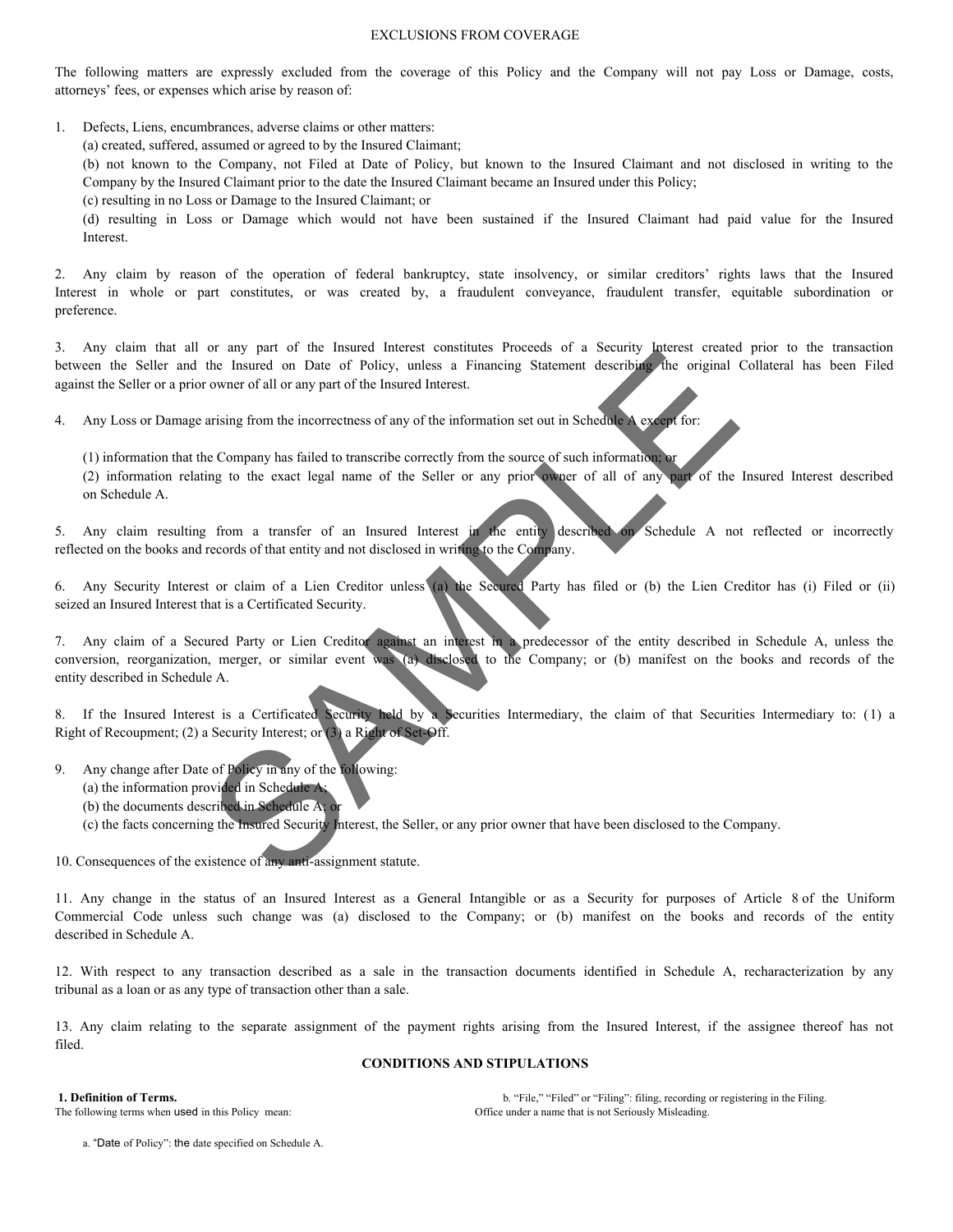## EXCLUSIONS FROM COVERAGE

The following matters are expressly excluded from the coverage of this Policy and the Company will not pay Loss or Damage, costs, attorneys' fees, or expenses which arise by reason of:

1. Defects, Liens, encumbrances, adverse claims or other matters:
   (a) created, suffered, assumed or agreed to by the Insured Claimant;
   (b) not known to the Company, not Filed at Date of Policy, but known to the Insured Claimant and not disclosed in writing to the Company by the Insured Claimant prior to the date the Insured Claimant became an Insured under this Policy;
   (c) resulting in no Loss or Damage to the Insured Claimant; or
   (d) resulting in Loss or Damage which would not have been sustained if the Insured Claimant had paid value for the Insured Interest.

2. Any claim by reason of the operation of federal bankruptcy, state insolvency, or similar creditors' rights laws that the Insured Interest in whole or part constitutes, or was created by, a fraudulent conveyance, fraudulent transfer, equitable subordination or preference.

3. Any claim that all or any part of the Insured Interest constitutes Proceeds of a Security Interest created prior to the transaction between the Seller and the Insured on Date of Policy, unless a Financing Statement describing the original Collateral has been Filed against the Seller or a prior owner of all or any part of the Insured Interest.

4. Any Loss or Damage arising from the incorrectness of any of the information set out in Schedule A except for:

   (1) information that the Company has failed to transcribe correctly from the source of such information; or
   (2) information relating to the exact legal name of the Seller or any prior owner of all of any part of the Insured Interest described on Schedule A.

5. Any claim resulting from a transfer of an Insured Interest in the entity described on Schedule A not reflected or incorrectly reflected on the books and records of that entity and not disclosed in writing to the Company.

6. Any Security Interest or claim of a Lien Creditor unless (a) the Secured Party has filed or (b) the Lien Creditor has (i) Filed or (ii) seized an Insured Interest that is a Certificated Security.

7. Any claim of a Secured Party or Lien Creditor against an interest in a predecessor of the entity described in Schedule A, unless the conversion, reorganization, merger, or similar event was (a) disclosed to the Company; or (b) manifest on the books and records of the entity described in Schedule A.

8. If the Insured Interest is a Certificated Security held by a Securities Intermediary, the claim of that Securities Intermediary to: (1) a Right of Recoupment; (2) a Security Interest; or (3) a Right of Set-Off.

9. Any change after Date of Policy in any of the following:
   (a) the information provided in Schedule A;
   (b) the documents described in Schedule A; or
   (c) the facts concerning the Insured Security Interest, the Seller, or any prior owner that have been disclosed to the Company.

10. Consequences of the existence of any anti-assignment statute.

11. Any change in the status of an Insured Interest as a General Intangible or as a Security for purposes of Article 8 of the Uniform Commercial Code unless such change was (a) disclosed to the Company; or (b) manifest on the books and records of the entity described in Schedule A.

12. With respect to any transaction described as a sale in the transaction documents identified in Schedule A, recharacterization by any tribunal as a loan or as any type of transaction other than a sale.

13. Any claim relating to the separate assignment of the payment rights arising from the Insured Interest, if the assignee thereof has not filed.

## CONDITIONS AND STIPULATIONS

**1. Definition of Terms.**
The following terms when used in this Policy mean:

a. "Date of Policy": the date specified on Schedule A.

b. "File," "Filed" or "Filing": filing, recording or registering in the Filing. Office under a name that is not Seriously Misleading.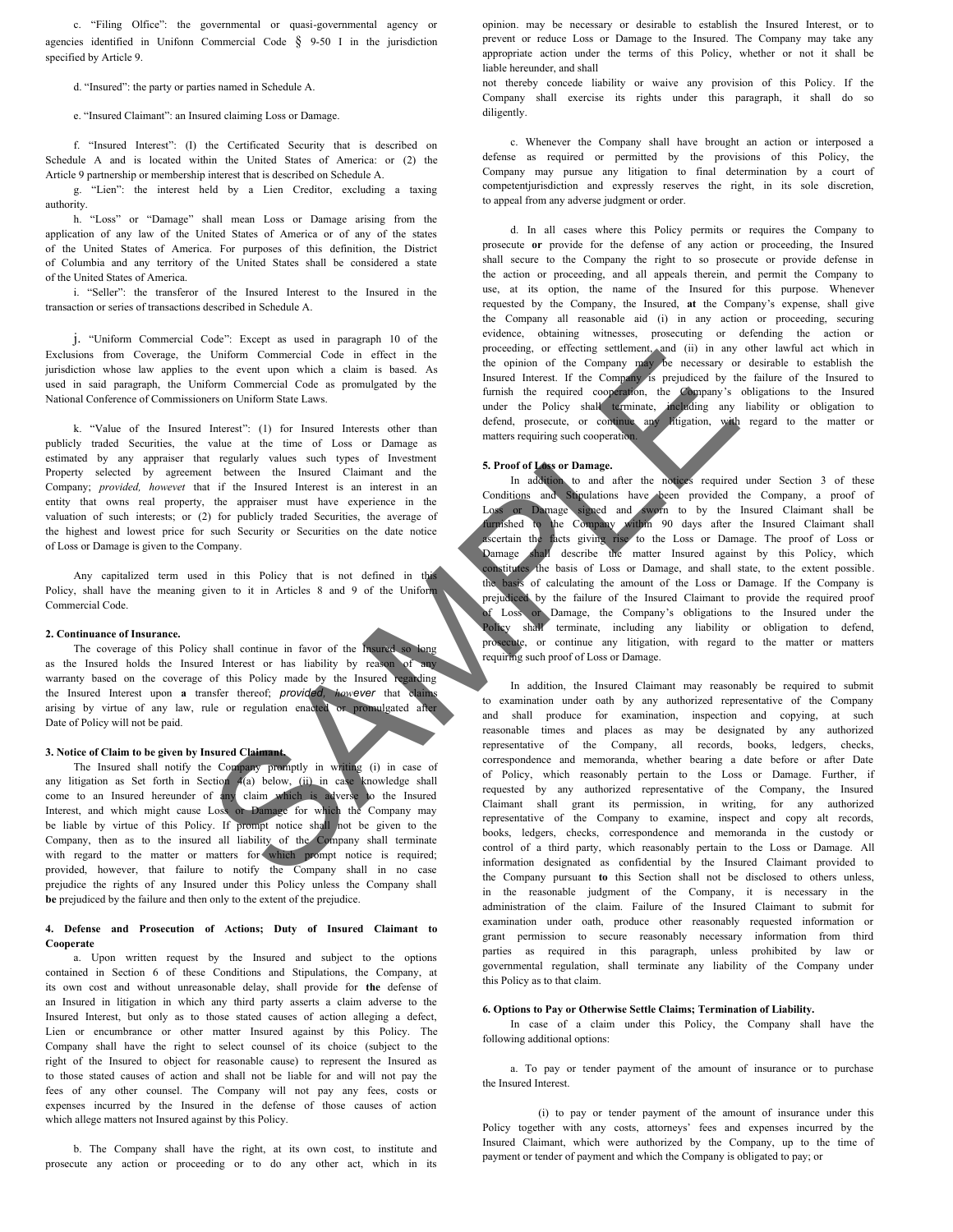c. "Filing Office": the governmental or quasi-governmental agency or agencies identified in Unifonn Commercial Code § 9-50 I in the jurisdiction specified by Article 9.

d. "Insured": the party or parties named in Schedule A.

e. "Insured Claimant": an Insured claiming Loss or Damage.

f. "Insured Interest": (I) the Certificated Security that is described on Schedule A and is located within the United States of America: or (2) the Article 9 partnership or membership interest that is described on Schedule A.

g. "Lien": the interest held by a Lien Creditor, excluding a taxing authority.

h. "Loss" or "Damage" shall mean Loss or Damage arising from the application of any law of the United States of America or of any of the states of the United States of America. For purposes of this definition, the District of Columbia and any territory of the United States shall be considered a state of the United States of America.

i. "Seller": the transferor of the Insured Interest to the Insured in the transaction or series of transactions described in Schedule A.

j. "Uniform Commercial Code": Except as used in paragraph 10 of the Exclusions from Coverage, the Uniform Commercial Code in effect in the jurisdiction whose law applies to the event upon which a claim is based. As used in said paragraph, the Uniform Commercial Code as promulgated by the National Conference of Commissioners on Uniform State Laws.

k. "Value of the Insured Interest": (1) for Insured Interests other than publicly traded Securities, the value at the time of Loss or Damage as estimated by any appraiser that regularly values such types of Investment Property selected by agreement between the Insured Claimant and the Company; *provided, howevet* that if the Insured Interest is an interest in an entity that owns real property, the appraiser must have experience in the valuation of such interests; or (2) for publicly traded Securities, the average of the highest and lowest price for such Security or Securities on the date notice of Loss or Damage is given to the Company.

Any capitalized term used in this Policy that is not defined in this Policy, shall have the meaning given to it in Articles 8 and 9 of the Uniform Commercial Code.

**2. Continuance of Insurance.**

The coverage of this Policy shall continue in favor of the Insured so long as the Insured holds the Insured Interest or has liability by reason of any warranty based on the coverage of this Policy made by the Insured regarding the Insured Interest upon **a** transfer thereof; *provided, however* that claims arising by virtue of any law, rule or regulation enacted or promulgated after Date of Policy will not be paid.

**3. Notice of Claim to be given by Insured Claimant.**

The Insured shall notify the Company promptly in writing (i) in case of any litigation as Set forth in Section 4(a) below, (ii) in case knowledge shall come to an Insured hereunder of any claim which is adverse to the Insured Interest, and which might cause Loss or Damage for which the Company may be liable by virtue of this Policy. If prompt notice shall not be given to the Company, then as to the insured all liability of the Company shall terminate with regard to the matter or matters for which prompt notice is required; provided, however, that failure to notify the Company shall in no case prejudice the rights of any Insured under this Policy unless the Company shall **be** prejudiced by the failure and then only to the extent of the prejudice.

**4. Defense and Prosecution of Actions; Duty of Insured Claimant to Cooperate**

a. Upon written request by the Insured and subject to the options contained in Section 6 of these Conditions and Stipulations, the Company, at its own cost and without unreasonable delay, shall provide for **the** defense of an Insured in litigation in which any third party asserts a claim adverse to the Insured Interest, but only as to those stated causes of action alleging a defect, Lien or encumbrance or other matter Insured against by this Policy. The Company shall have the right to select counsel of its choice (subject to the right of the Insured to object for reasonable cause) to represent the Insured as to those stated causes of action and shall not be liable for and will not pay the fees of any other counsel. The Company will not pay any fees, costs or expenses incurred by the Insured in the defense of those causes of action which allege matters not Insured against by this Policy.

b. The Company shall have the right, at its own cost, to institute and prosecute any action or proceeding or to do any other act, which in its opinion. may be necessary or desirable to establish the Insured Interest, or to prevent or reduce Loss or Damage to the Insured. The Company may take any appropriate action under the terms of this Policy, whether or not it shall be liable hereunder, and shall
not thereby concede liability or waive any provision of this Policy. If the Company shall exercise its rights under this paragraph, it shall do so diligently.

c. Whenever the Company shall have brought an action or interposed a defense as required or permitted by the provisions of this Policy, the Company may pursue any litigation to final determination by a court of competentjurisdiction and expressly reserves the right, in its sole discretion, to appeal from any adverse judgment or order.

d. In all cases where this Policy permits or requires the Company to prosecute **or** provide for the defense of any action or proceeding, the Insured shall secure to the Company the right to so prosecute or provide defense in the action or proceeding, and all appeals therein, and permit the Company to use, at its option, the name of the Insured for this purpose. Whenever requested by the Company, the Insured, **at** the Company's expense, shall give the Company all reasonable aid (i) in any action or proceeding, securing evidence, obtaining witnesses, prosecuting or defending the action or proceeding, or effecting settlement, and (ii) in any other lawful act which in the opinion of the Company may be necessary or desirable to establish the Insured Interest. If the Company is prejudiced by the failure of the Insured to furnish the required cooperation, the Company's obligations to the Insured under the Policy shall terminate, including any liability or obligation to defend, prosecute, or continue any litigation, with regard to the matter or matters requiring such cooperation.

**5. Proof of Loss or Damage.**

In addition to and after the notices required under Section 3 of these Conditions and Stipulations have been provided the Company, a proof of Loss or Damage signed and sworn to by the Insured Claimant shall be furnished to the Company within 90 days after the Insured Claimant shall ascertain the facts giving rise to the Loss or Damage. The proof of Loss or Damage shall describe the matter Insured against by this Policy, which constitutes the basis of Loss or Damage, and shall state, to the extent possible. the basis of calculating the amount of the Loss or Damage. If the Company is prejudiced by the failure of the Insured Claimant to provide the required proof of Loss or Damage, the Company's obligations to the Insured under the Policy shall terminate, including any liability or obligation to defend, prosecute, or continue any litigation, with regard to the matter or matters requiring such proof of Loss or Damage.

In addition, the Insured Claimant may reasonably be required to submit to examination under oath by any authorized representative of the Company and shall produce for examination, inspection and copying, at such reasonable times and places as may be designated by any authorized representative of the Company, all records, books, ledgers, checks, correspondence and memoranda, whether bearing a date before or after Date of Policy, which reasonably pertain to the Loss or Damage. Further, if requested by any authorized representative of the Company, the Insured Claimant shall grant its permission, in writing, for any authorized representative of the Company to examine, inspect and copy alt records, books, ledgers, checks, correspondence and memoranda in the custody or control of a third party, which reasonably pertain to the Loss or Damage. All information designated as confidential by the Insured Claimant provided to the Company pursuant **to** this Section shall not be disclosed to others unless, in the reasonable judgment of the Company, it is necessary in the administration of the claim. Failure of the Insured Claimant to submit for examination under oath, produce other reasonably requested information or grant permission to secure reasonably necessary information from third parties as required in this paragraph, unless prohibited by law or governmental regulation, shall terminate any liability of the Company under this Policy as to that claim.

**6. Options to Pay or Otherwise Settle Claims; Termination of Liability.**

In case of a claim under this Policy, the Company shall have the following additional options:

a. To pay or tender payment of the amount of insurance or to purchase the Insured Interest.

(i) to pay or tender payment of the amount of insurance under this Policy together with any costs, attorneys' fees and expenses incurred by the Insured Claimant, which were authorized by the Company, up to the time of payment or tender of payment and which the Company is obligated to pay; or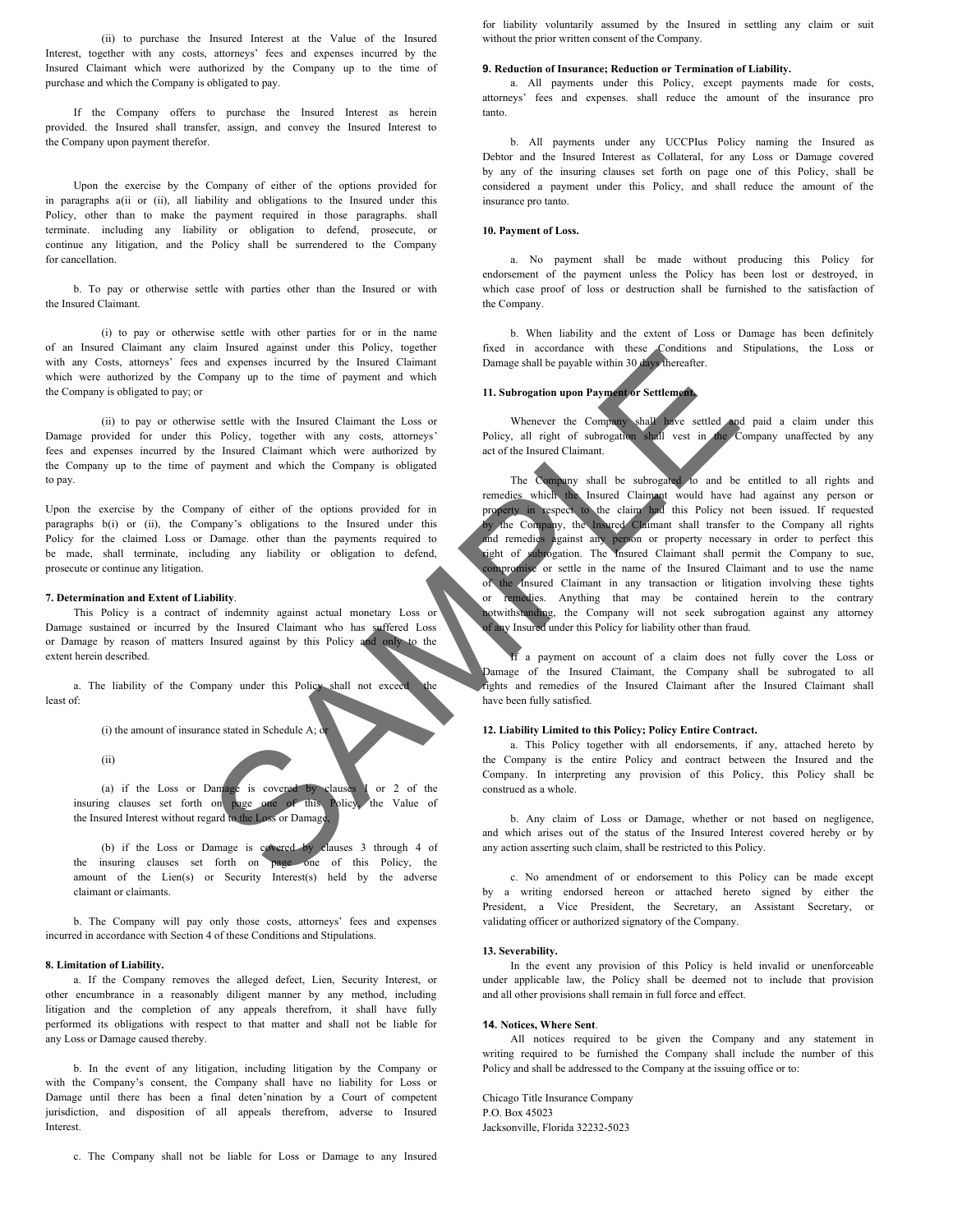(ii) to purchase the Insured Interest at the Value of the Insured Interest, together with any costs, attorneys' fees and expenses incurred by the Insured Claimant which were authorized by the Company up to the time of purchase and which the Company is obligated to pay.

If the Company offers to purchase the Insured Interest as herein provided. the Insured shall transfer, assign, and convey the Insured Interest to the Company upon payment therefor.

Upon the exercise by the Company of either of the options provided for in paragraphs a(ii or (ii), all liability and obligations to the Insured under this Policy, other than to make the payment required in those paragraphs. shall terminate. including any liability or obligation to defend, prosecute, or continue any litigation, and the Policy shall be surrendered to the Company for cancellation.

b. To pay or otherwise settle with parties other than the Insured or with the Insured Claimant.

(i) to pay or otherwise settle with other parties for or in the name of an Insured Claimant any claim Insured against under this Policy, together with any Costs, attorneys' fees and expenses incurred by the Insured Claimant which were authorized by the Company up to the time of payment and which the Company is obligated to pay; or

(ii) to pay or otherwise settle with the Insured Claimant the Loss or Damage provided for under this Policy, together with any costs, attorneys' fees and expenses incurred by the Insured Claimant which were authorized by the Company up to the time of payment and which the Company is obligated to pay.

Upon the exercise by the Company of either of the options provided for in paragraphs b(i) or (ii), the Company's obligations to the Insured under this Policy for the claimed Loss or Damage. other than the payments required to be made, shall terminate, including any liability or obligation to defend, prosecute or continue any litigation.

**7. Determination and Extent of Liability**.

This Policy is a contract of indemnity against actual monetary Loss or Damage sustained or incurred by the Insured Claimant who has suffered Loss or Damage by reason of matters Insured against by this Policy and only to the extent herein described.

a. The liability of the Company under this Policy shall not exceed the least of:

(i) the amount of insurance stated in Schedule A; or

(ii)

(a) if the Loss or Damage is covered by clauses 1 or 2 of the insuring clauses set forth on page one of this Policy, the Value of the Insured Interest without regard to the Loss or Damage,

(b) if the Loss or Damage is covered by clauses 3 through 4 of the insuring clauses set forth on page one of this Policy, the amount of the Lien(s) or Security Interest(s) held by the adverse claimant or claimants.

b. The Company will pay only those costs, attorneys' fees and expenses incurred in accordance with Section 4 of these Conditions and Stipulations.

**8. Limitation of Liability.**

a. If the Company removes the alleged defect, Lien, Security Interest, or other encumbrance in a reasonably diligent manner by any method, including litigation and the completion of any appeals therefrom, it shall have fully performed its obligations with respect to that matter and shall not be liable for any Loss or Damage caused thereby.

b. In the event of any litigation, including litigation by the Company or with the Company's consent, the Company shall have no liability for Loss or Damage until there has been a final deten'nination by a Court of competent jurisdiction, and disposition of all appeals therefrom, adverse to Insured Interest.

c. The Company shall not be liable for Loss or Damage to any Insured for liability voluntarily assumed by the Insured in settling any claim or suit without the prior written consent of the Company.

**9. Reduction of Insurance; Reduction or Termination of Liability.**

a. All payments under this Policy, except payments made for costs, attorneys' fees and expenses. shall reduce the amount of the insurance pro tanto.

b. All payments under any UCCPlus Policy naming the Insured as Debtor and the Insured Interest as Collateral, for any Loss or Damage covered by any of the insuring clauses set forth on page one of this Policy, shall be considered a payment under this Policy, and shall reduce the amount of the insurance pro tanto.

**10. Payment of Loss.**

a. No payment shall be made without producing this Policy for endorsement of the payment unless the Policy has been lost or destroyed, in which case proof of loss or destruction shall be furnished to the satisfaction of the Company.

b. When liability and the extent of Loss or Damage has been definitely fixed in accordance with these Conditions and Stipulations, the Loss or Damage shall be payable within 30 days thereafter.

**11. Subrogation upon Payment or Settlement.**

Whenever the Company shall have settled and paid a claim under this Policy, all right of subrogation shall vest in the Company unaffected by any act of the Insured Claimant.

The Company shall be subrogated to and be entitled to all rights and remedies which the Insured Claimant would have had against any person or property in respect to the claim had this Policy not been issued. If requested by the Company, the Insured Claimant shall transfer to the Company all rights and remedies against any person or property necessary in order to perfect this right of subrogation. The Insured Claimant shall permit the Company to sue, compromise or settle in the name of the Insured Claimant and to use the name of the Insured Claimant in any transaction or litigation involving these tights or remedies. Anything that may be contained herein to the contrary notwithstanding, the Company will not seek subrogation against any attorney of any Insured under this Policy for liability other than fraud.

If a payment on account of a claim does not fully cover the Loss or Damage of the Insured Claimant, the Company shall be subrogated to all rights and remedies of the Insured Claimant after the Insured Claimant shall have been fully satisfied.

**12. Liability Limited to this Policy; Policy Entire Contract.**

a. This Policy together with all endorsements, if any, attached hereto by the Company is the entire Policy and contract between the Insured and the Company. In interpreting any provision of this Policy, this Policy shall be construed as a whole.

b. Any claim of Loss or Damage, whether or not based on negligence, and which arises out of the status of the Insured Interest covered hereby or by any action asserting such claim, shall be restricted to this Policy.

c. No amendment of or endorsement to this Policy can be made except by a writing endorsed hereon or attached hereto signed by either the President, a Vice President, the Secretary, an Assistant Secretary, or validating officer or authorized signatory of the Company.

**13. Severability.**

In the event any provision of this Policy is held invalid or unenforceable under applicable law, the Policy shall be deemed not to include that provision and all other provisions shall remain in full force and effect.

**14. Notices, Where Sent**.

All notices required to be given the Company and any statement in writing required to be furnished the Company shall include the number of this Policy and shall be addressed to the Company at the issuing office or to:

Chicago Title Insurance Company
P.O. Box 45023
Jacksonville, Florida 32232-5023